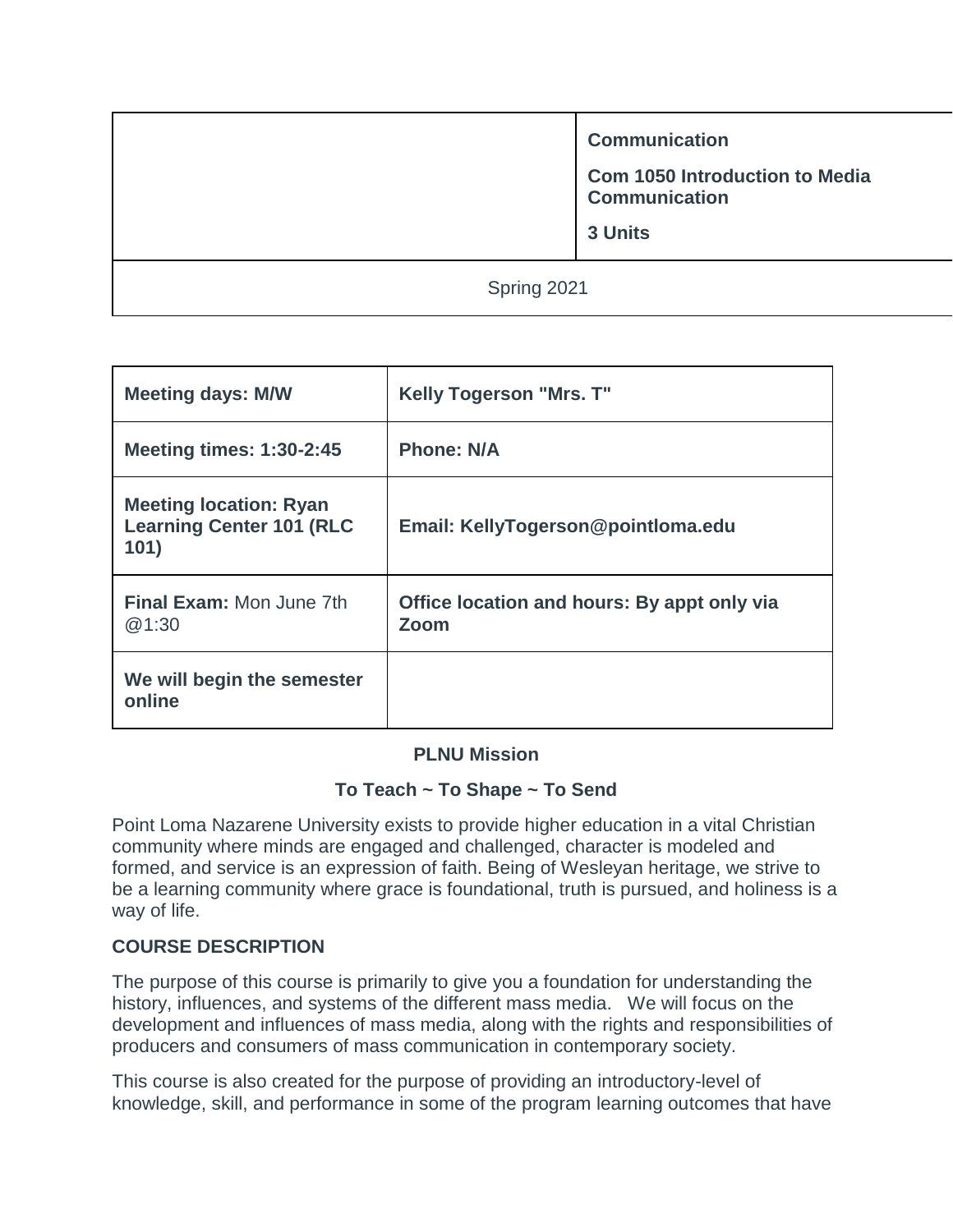| | **Communication**<br>**Com 1050 Introduction to Media Communication**<br>**3 Units** |
|---|---|
| Spring 2021 | |

| **Meeting days: M/W** | **Kelly Togerson "Mrs. T"** |
|---|---|
| **Meeting times: 1:30-2:45** | **Phone: N/A** |
| **Meeting location: Ryan Learning Center 101 (RLC 101)** | **Email: KellyTogerson@pointloma.edu** |
| **Final Exam:** Mon June 7th @1:30 | **Office location and hours: By appt only via Zoom** |
| **We will begin the semester online** | |

**PLNU Mission**

**To Teach ~ To Shape ~ To Send**

Point Loma Nazarene University exists to provide higher education in a vital Christian community where minds are engaged and challenged, character is modeled and formed, and service is an expression of faith. Being of Wesleyan heritage, we strive to be a learning community where grace is foundational, truth is pursued, and holiness is a way of life.

**COURSE DESCRIPTION**

The purpose of this course is primarily to give you a foundation for understanding the history, influences, and systems of the different mass media. We will focus on the development and influences of mass media, along with the rights and responsibilities of producers and consumers of mass communication in contemporary society.

This course is also created for the purpose of providing an introductory-level of knowledge, skill, and performance in some of the program learning outcomes that have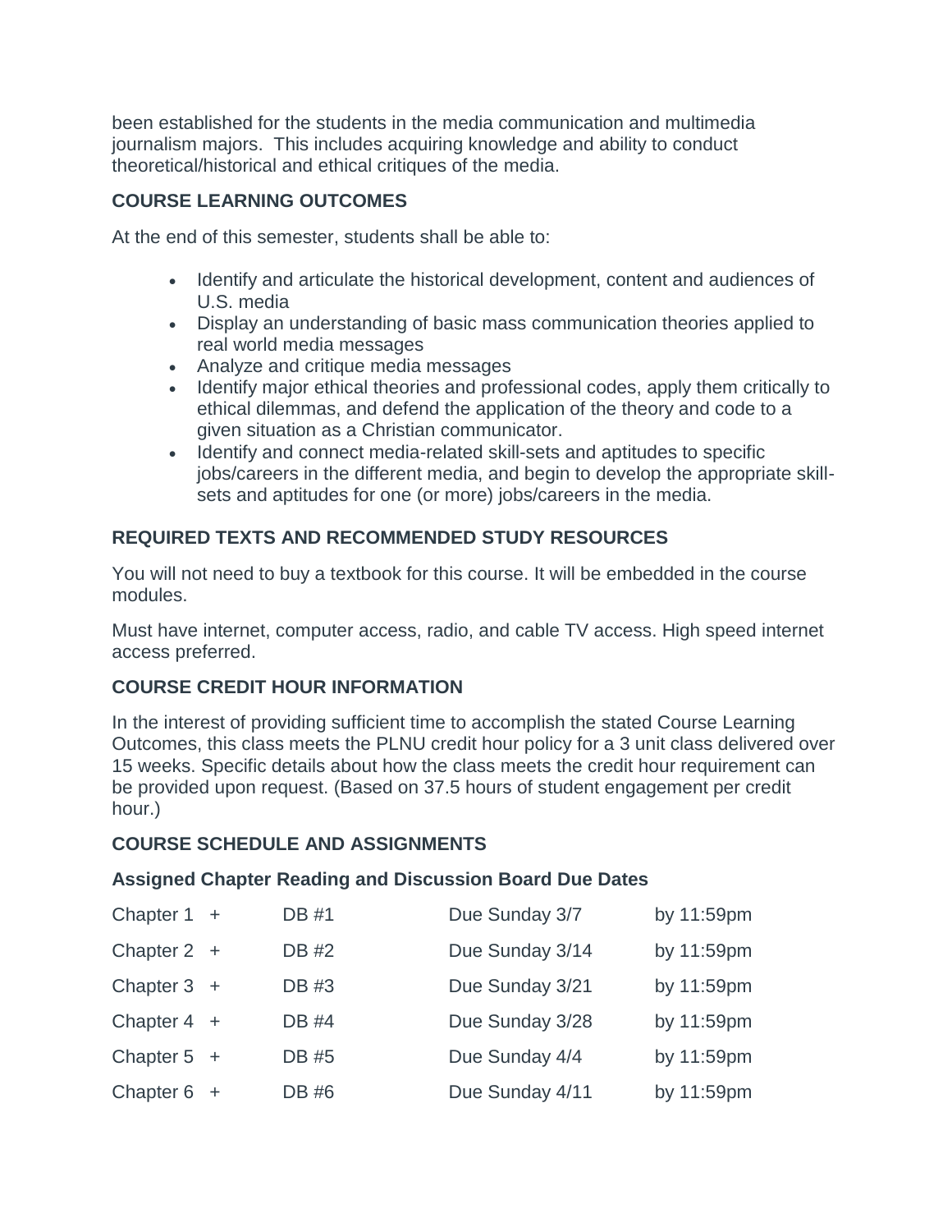been established for the students in the media communication and multimedia journalism majors. This includes acquiring knowledge and ability to conduct theoretical/historical and ethical critiques of the media.

## COURSE LEARNING OUTCOMES

At the end of this semester, students shall be able to:

- Identify and articulate the historical development, content and audiences of U.S. media
- Display an understanding of basic mass communication theories applied to real world media messages
- Analyze and critique media messages
- Identify major ethical theories and professional codes, apply them critically to ethical dilemmas, and defend the application of the theory and code to a given situation as a Christian communicator.
- Identify and connect media-related skill-sets and aptitudes to specific jobs/careers in the different media, and begin to develop the appropriate skill-sets and aptitudes for one (or more) jobs/careers in the media.

## REQUIRED TEXTS AND RECOMMENDED STUDY RESOURCES

You will not need to buy a textbook for this course. It will be embedded in the course modules.

Must have internet, computer access, radio, and cable TV access. High speed internet access preferred.

## COURSE CREDIT HOUR INFORMATION

In the interest of providing sufficient time to accomplish the stated Course Learning Outcomes, this class meets the PLNU credit hour policy for a 3 unit class delivered over 15 weeks. Specific details about how the class meets the credit hour requirement can be provided upon request. (Based on 37.5 hours of student engagement per credit hour.)

## COURSE SCHEDULE AND ASSIGNMENTS

### Assigned Chapter Reading and Discussion Board Due Dates

| | | | |
|---|---|---|---|
| Chapter 1 + | DB #1 | Due Sunday 3/7 | by 11:59pm |
| Chapter 2 + | DB #2 | Due Sunday 3/14 | by 11:59pm |
| Chapter 3 + | DB #3 | Due Sunday 3/21 | by 11:59pm |
| Chapter 4 + | DB #4 | Due Sunday 3/28 | by 11:59pm |
| Chapter 5 + | DB #5 | Due Sunday 4/4 | by 11:59pm |
| Chapter 6 + | DB #6 | Due Sunday 4/11 | by 11:59pm |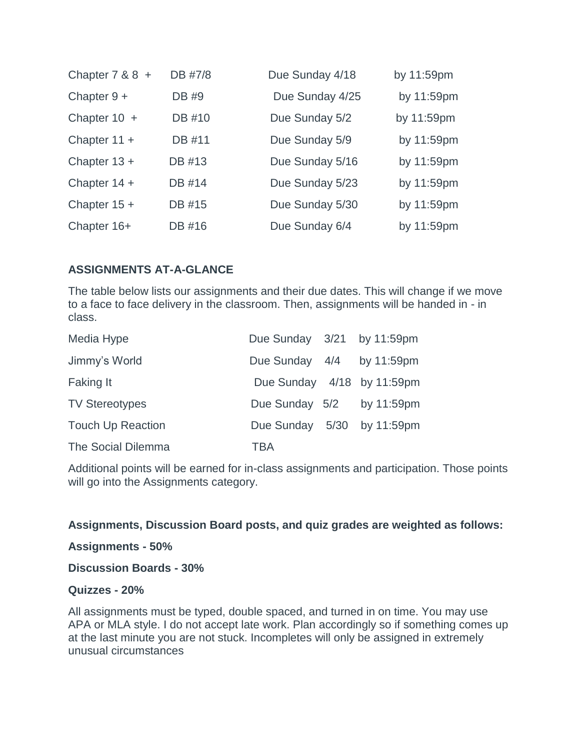| | | | |
|---|---|---|---|
| Chapter 7 & 8 + | DB #7/8 | Due Sunday 4/18 | by 11:59pm |
| Chapter 9 + | DB #9 | Due Sunday 4/25 | by 11:59pm |
| Chapter 10 + | DB #10 | Due Sunday 5/2 | by 11:59pm |
| Chapter 11 + | DB #11 | Due Sunday 5/9 | by 11:59pm |
| Chapter 13 + | DB #13 | Due Sunday 5/16 | by 11:59pm |
| Chapter 14 + | DB #14 | Due Sunday 5/23 | by 11:59pm |
| Chapter 15 + | DB #15 | Due Sunday 5/30 | by 11:59pm |
| Chapter 16+ | DB #16 | Due Sunday 6/4 | by 11:59pm |

**ASSIGNMENTS AT-A-GLANCE**

The table below lists our assignments and their due dates. This will change if we move to a face to face delivery in the classroom. Then, assignments will be handed in - in class.

| | | | |
|---|---|---|---|
| Media Hype | Due Sunday | 3/21 | by 11:59pm |
| Jimmy's World | Due Sunday | 4/4 | by 11:59pm |
| Faking It | Due Sunday | 4/18 | by 11:59pm |
| TV Stereotypes | Due Sunday | 5/2 | by 11:59pm |
| Touch Up Reaction | Due Sunday | 5/30 | by 11:59pm |
| The Social Dilemma | TBA | | |

Additional points will be earned for in-class assignments and participation. Those points will go into the Assignments category.

**Assignments, Discussion Board posts, and quiz grades are weighted as follows:**

**Assignments - 50%**

**Discussion Boards - 30%**

**Quizzes - 20%**

All assignments must be typed, double spaced, and turned in on time. You may use APA or MLA style. I do not accept late work. Plan accordingly so if something comes up at the last minute you are not stuck. Incompletes will only be assigned in extremely unusual circumstances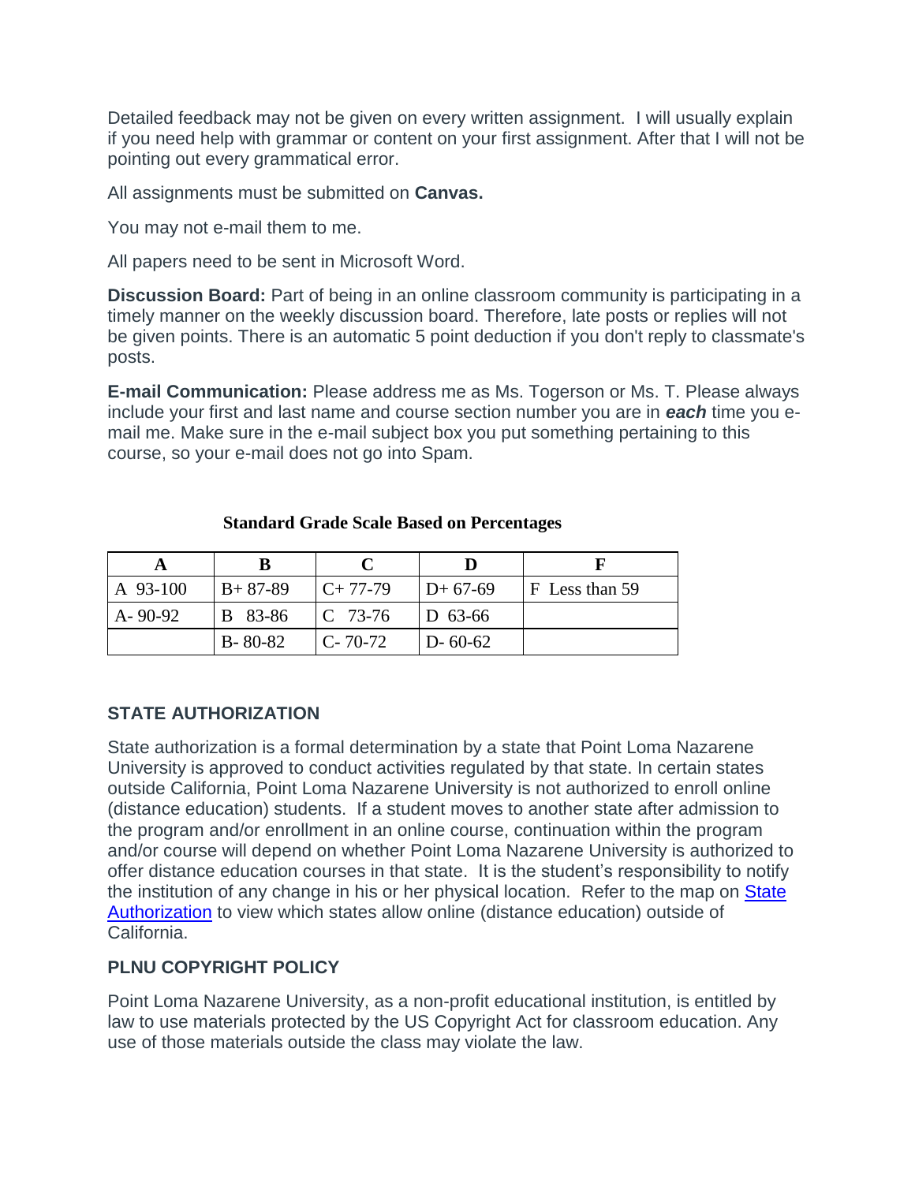Detailed feedback may not be given on every written assignment. I will usually explain if you need help with grammar or content on your first assignment. After that I will not be pointing out every grammatical error.

All assignments must be submitted on **Canvas.**

You may not e-mail them to me.

All papers need to be sent in Microsoft Word.

**Discussion Board:** Part of being in an online classroom community is participating in a timely manner on the weekly discussion board. Therefore, late posts or replies will not be given points. There is an automatic 5 point deduction if you don't reply to classmate's posts.

**E-mail Communication:** Please address me as Ms. Togerson or Ms. T. Please always include your first and last name and course section number you are in ***each*** time you e-mail me. Make sure in the e-mail subject box you put something pertaining to this course, so your e-mail does not go into Spam.

**Standard Grade Scale Based on Percentages**

| A | B | C | D | F |
|---|---|---|---|---|
| A 93-100 | B+ 87-89 | C+ 77-79 | D+ 67-69 | F Less than 59 |
| A- 90-92 | B 83-86 | C 73-76 | D 63-66 | |
| | B- 80-82 | C- 70-72 | D- 60-62 | |

## STATE AUTHORIZATION

State authorization is a formal determination by a state that Point Loma Nazarene University is approved to conduct activities regulated by that state. In certain states outside California, Point Loma Nazarene University is not authorized to enroll online (distance education) students. If a student moves to another state after admission to the program and/or enrollment in an online course, continuation within the program and/or course will depend on whether Point Loma Nazarene University is authorized to offer distance education courses in that state. It is the student's responsibility to notify the institution of any change in his or her physical location. Refer to the map on State Authorization to view which states allow online (distance education) outside of California.

## PLNU COPYRIGHT POLICY

Point Loma Nazarene University, as a non-profit educational institution, is entitled by law to use materials protected by the US Copyright Act for classroom education. Any use of those materials outside the class may violate the law.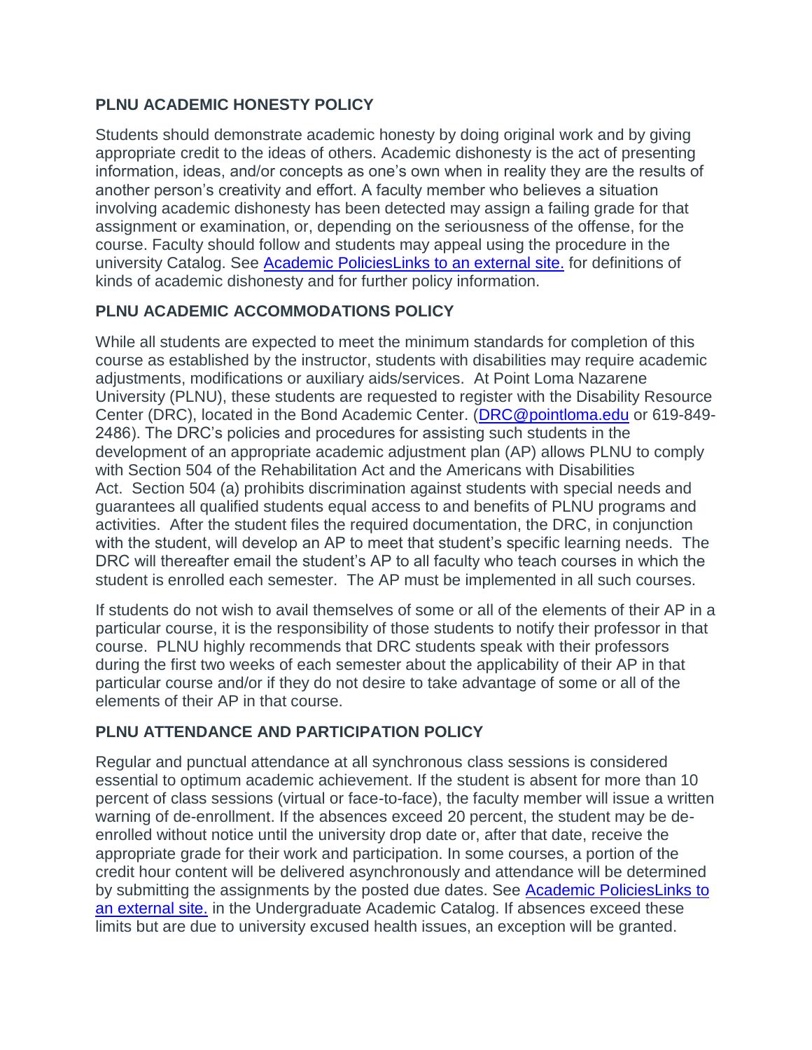### PLNU ACADEMIC HONESTY POLICY

Students should demonstrate academic honesty by doing original work and by giving appropriate credit to the ideas of others. Academic dishonesty is the act of presenting information, ideas, and/or concepts as one's own when in reality they are the results of another person's creativity and effort. A faculty member who believes a situation involving academic dishonesty has been detected may assign a failing grade for that assignment or examination, or, depending on the seriousness of the offense, for the course. Faculty should follow and students may appeal using the procedure in the university Catalog. See [Academic PoliciesLinks to an external site.]() for definitions of kinds of academic dishonesty and for further policy information.

### PLNU ACADEMIC ACCOMMODATIONS POLICY

While all students are expected to meet the minimum standards for completion of this course as established by the instructor, students with disabilities may require academic adjustments, modifications or auxiliary aids/services. At Point Loma Nazarene University (PLNU), these students are requested to register with the Disability Resource Center (DRC), located in the Bond Academic Center. ([DRC@pointloma.edu](mailto:DRC@pointloma.edu) or 619-849-2486). The DRC's policies and procedures for assisting such students in the development of an appropriate academic adjustment plan (AP) allows PLNU to comply with Section 504 of the Rehabilitation Act and the Americans with Disabilities Act. Section 504 (a) prohibits discrimination against students with special needs and guarantees all qualified students equal access to and benefits of PLNU programs and activities. After the student files the required documentation, the DRC, in conjunction with the student, will develop an AP to meet that student's specific learning needs. The DRC will thereafter email the student's AP to all faculty who teach courses in which the student is enrolled each semester. The AP must be implemented in all such courses.

If students do not wish to avail themselves of some or all of the elements of their AP in a particular course, it is the responsibility of those students to notify their professor in that course. PLNU highly recommends that DRC students speak with their professors during the first two weeks of each semester about the applicability of their AP in that particular course and/or if they do not desire to take advantage of some or all of the elements of their AP in that course.

### PLNU ATTENDANCE AND PARTICIPATION POLICY

Regular and punctual attendance at all synchronous class sessions is considered essential to optimum academic achievement. If the student is absent for more than 10 percent of class sessions (virtual or face-to-face), the faculty member will issue a written warning of de-enrollment. If the absences exceed 20 percent, the student may be de-enrolled without notice until the university drop date or, after that date, receive the appropriate grade for their work and participation. In some courses, a portion of the credit hour content will be delivered asynchronously and attendance will be determined by submitting the assignments by the posted due dates. See [Academic PoliciesLinks to an external site.]() in the Undergraduate Academic Catalog. If absences exceed these limits but are due to university excused health issues, an exception will be granted.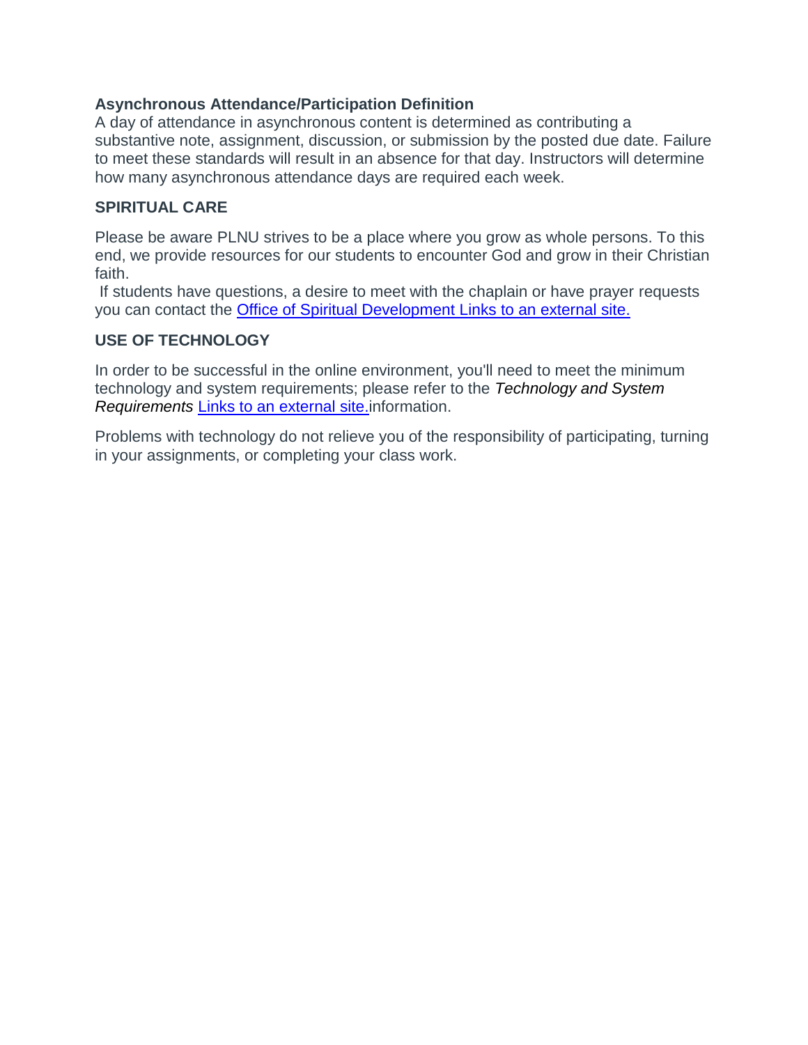**Asynchronous Attendance/Participation Definition**
A day of attendance in asynchronous content is determined as contributing a substantive note, assignment, discussion, or submission by the posted due date. Failure to meet these standards will result in an absence for that day. Instructors will determine how many asynchronous attendance days are required each week.

## SPIRITUAL CARE

Please be aware PLNU strives to be a place where you grow as whole persons. To this end, we provide resources for our students to encounter God and grow in their Christian faith.
If students have questions, a desire to meet with the chaplain or have prayer requests you can contact the Office of Spiritual Development Links to an external site.

## USE OF TECHNOLOGY

In order to be successful in the online environment, you'll need to meet the minimum technology and system requirements; please refer to the *Technology and System Requirements* Links to an external site.information.

Problems with technology do not relieve you of the responsibility of participating, turning in your assignments, or completing your class work.